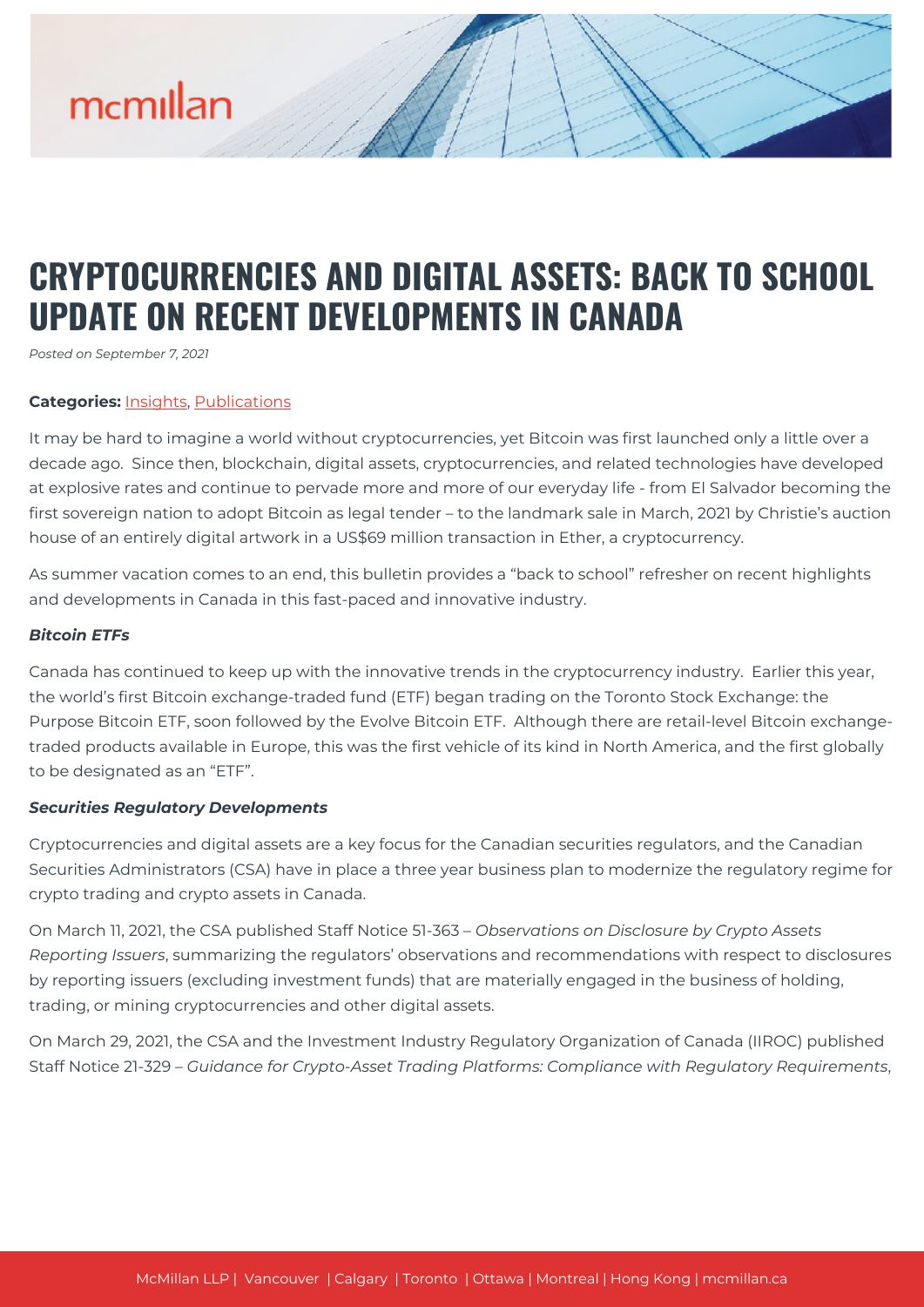# CRYPTOCURRENCIES AND DIGITAL ASSETS: BACK TO SCHOOL UPDATE ON RECENT DEVELOPMENTS IN CANADA

*Posted on September 7, 2021*

**Categories:** Insights, Publications

It may be hard to imagine a world without cryptocurrencies, yet Bitcoin was first launched only a little over a decade ago. Since then, blockchain, digital assets, cryptocurrencies, and related technologies have developed at explosive rates and continue to pervade more and more of our everyday life - from El Salvador becoming the first sovereign nation to adopt Bitcoin as legal tender – to the landmark sale in March, 2021 by Christie's auction house of an entirely digital artwork in a US$69 million transaction in Ether, a cryptocurrency.

As summer vacation comes to an end, this bulletin provides a "back to school" refresher on recent highlights and developments in Canada in this fast-paced and innovative industry.

***Bitcoin ETFs***

Canada has continued to keep up with the innovative trends in the cryptocurrency industry. Earlier this year, the world's first Bitcoin exchange-traded fund (ETF) began trading on the Toronto Stock Exchange: the Purpose Bitcoin ETF, soon followed by the Evolve Bitcoin ETF. Although there are retail-level Bitcoin exchange-traded products available in Europe, this was the first vehicle of its kind in North America, and the first globally to be designated as an "ETF".

***Securities Regulatory Developments***

Cryptocurrencies and digital assets are a key focus for the Canadian securities regulators, and the Canadian Securities Administrators (CSA) have in place a three year business plan to modernize the regulatory regime for crypto trading and crypto assets in Canada.

On March 11, 2021, the CSA published Staff Notice 51-363 – *Observations on Disclosure by Crypto Assets Reporting Issuers*, summarizing the regulators' observations and recommendations with respect to disclosures by reporting issuers (excluding investment funds) that are materially engaged in the business of holding, trading, or mining cryptocurrencies and other digital assets.

On March 29, 2021, the CSA and the Investment Industry Regulatory Organization of Canada (IIROC) published Staff Notice 21-329 – *Guidance for Crypto-Asset Trading Platforms: Compliance with Regulatory Requirements*,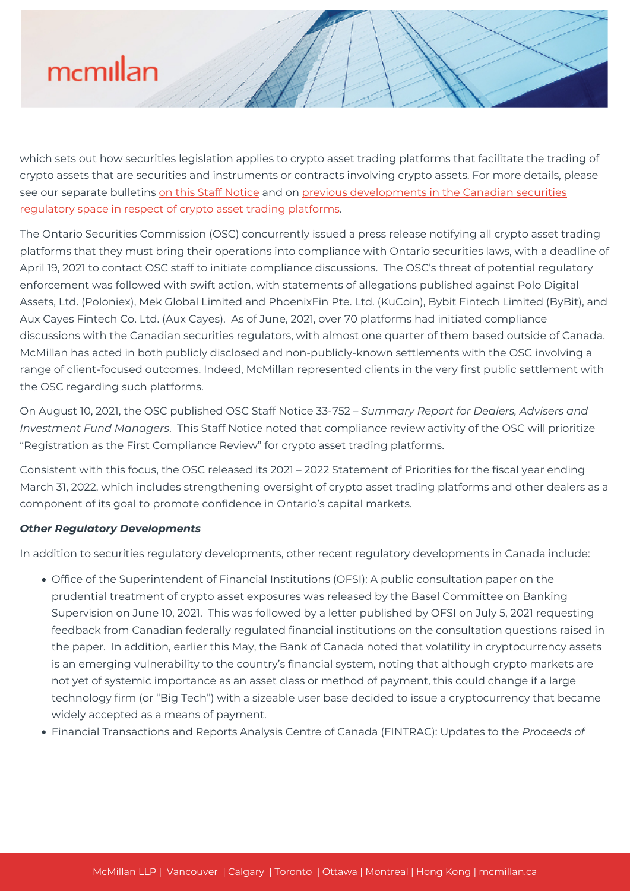which sets out how securities legislation applies to crypto asset trading platforms that facilitate the trading of crypto assets that are securities and instruments or contracts involving crypto assets. For more details, please see our separate bulletins [on this Staff Notice](#) and on [previous developments in the Canadian securities regulatory space in respect of crypto asset trading platforms](#).

The Ontario Securities Commission (OSC) concurrently issued a press release notifying all crypto asset trading platforms that they must bring their operations into compliance with Ontario securities laws, with a deadline of April 19, 2021 to contact OSC staff to initiate compliance discussions. The OSC's threat of potential regulatory enforcement was followed with swift action, with statements of allegations published against Polo Digital Assets, Ltd. (Poloniex), Mek Global Limited and PhoenixFin Pte. Ltd. (KuCoin), Bybit Fintech Limited (ByBit), and Aux Cayes Fintech Co. Ltd. (Aux Cayes). As of June, 2021, over 70 platforms had initiated compliance discussions with the Canadian securities regulators, with almost one quarter of them based outside of Canada. McMillan has acted in both publicly disclosed and non-publicly-known settlements with the OSC involving a range of client-focused outcomes. Indeed, McMillan represented clients in the very first public settlement with the OSC regarding such platforms.

On August 10, 2021, the OSC published OSC Staff Notice 33-752 – *Summary Report for Dealers, Advisers and Investment Fund Managers*. This Staff Notice noted that compliance review activity of the OSC will prioritize "Registration as the First Compliance Review" for crypto asset trading platforms.

Consistent with this focus, the OSC released its 2021 – 2022 Statement of Priorities for the fiscal year ending March 31, 2022, which includes strengthening oversight of crypto asset trading platforms and other dealers as a component of its goal to promote confidence in Ontario's capital markets.

***Other Regulatory Developments***

In addition to securities regulatory developments, other recent regulatory developments in Canada include:

- [Office of the Superintendent of Financial Institutions (OFSI)](#): A public consultation paper on the prudential treatment of crypto asset exposures was released by the Basel Committee on Banking Supervision on June 10, 2021. This was followed by a letter published by OFSI on July 5, 2021 requesting feedback from Canadian federally regulated financial institutions on the consultation questions raised in the paper. In addition, earlier this May, the Bank of Canada noted that volatility in cryptocurrency assets is an emerging vulnerability to the country's financial system, noting that although crypto markets are not yet of systemic importance as an asset class or method of payment, this could change if a large technology firm (or "Big Tech") with a sizeable user base decided to issue a cryptocurrency that became widely accepted as a means of payment.
- [Financial Transactions and Reports Analysis Centre of Canada (FINTRAC)](#): Updates to the *Proceeds of*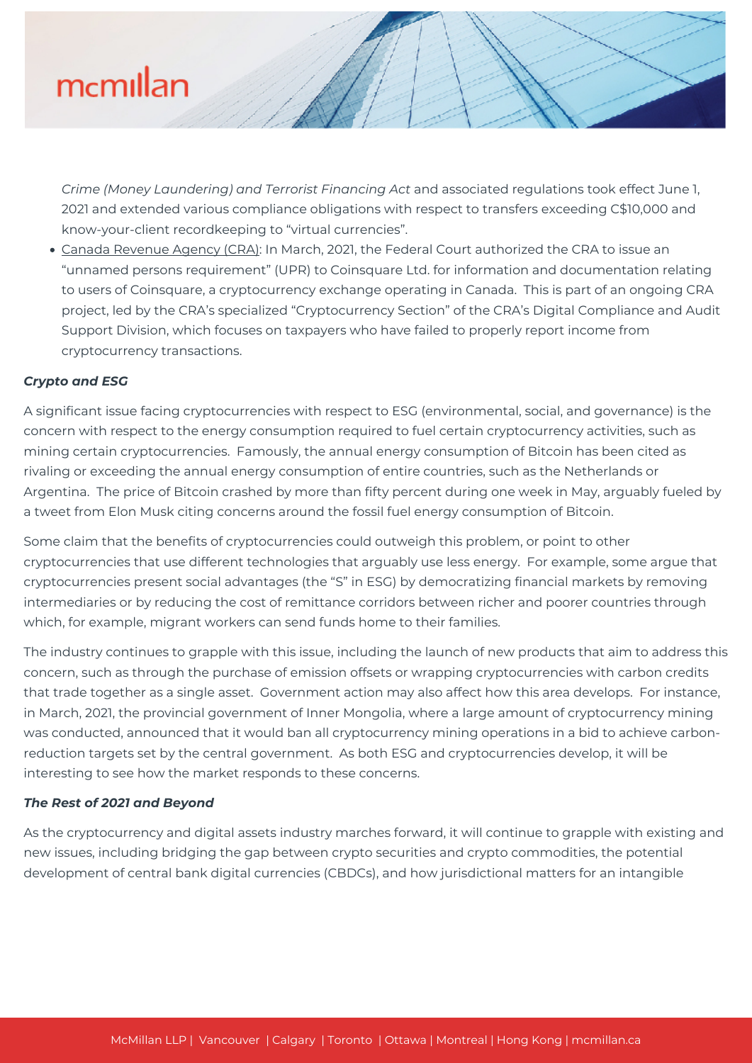*Crime (Money Laundering) and Terrorist Financing Act* and associated regulations took effect June 1, 2021 and extended various compliance obligations with respect to transfers exceeding C$10,000 and know-your-client recordkeeping to "virtual currencies".

- Canada Revenue Agency (CRA): In March, 2021, the Federal Court authorized the CRA to issue an "unnamed persons requirement" (UPR) to Coinsquare Ltd. for information and documentation relating to users of Coinsquare, a cryptocurrency exchange operating in Canada. This is part of an ongoing CRA project, led by the CRA's specialized "Cryptocurrency Section" of the CRA's Digital Compliance and Audit Support Division, which focuses on taxpayers who have failed to properly report income from cryptocurrency transactions.

***Crypto and ESG***

A significant issue facing cryptocurrencies with respect to ESG (environmental, social, and governance) is the concern with respect to the energy consumption required to fuel certain cryptocurrency activities, such as mining certain cryptocurrencies. Famously, the annual energy consumption of Bitcoin has been cited as rivaling or exceeding the annual energy consumption of entire countries, such as the Netherlands or Argentina. The price of Bitcoin crashed by more than fifty percent during one week in May, arguably fueled by a tweet from Elon Musk citing concerns around the fossil fuel energy consumption of Bitcoin.

Some claim that the benefits of cryptocurrencies could outweigh this problem, or point to other cryptocurrencies that use different technologies that arguably use less energy. For example, some argue that cryptocurrencies present social advantages (the "S" in ESG) by democratizing financial markets by removing intermediaries or by reducing the cost of remittance corridors between richer and poorer countries through which, for example, migrant workers can send funds home to their families.

The industry continues to grapple with this issue, including the launch of new products that aim to address this concern, such as through the purchase of emission offsets or wrapping cryptocurrencies with carbon credits that trade together as a single asset. Government action may also affect how this area develops. For instance, in March, 2021, the provincial government of Inner Mongolia, where a large amount of cryptocurrency mining was conducted, announced that it would ban all cryptocurrency mining operations in a bid to achieve carbon-reduction targets set by the central government. As both ESG and cryptocurrencies develop, it will be interesting to see how the market responds to these concerns.

***The Rest of 2021 and Beyond***

As the cryptocurrency and digital assets industry marches forward, it will continue to grapple with existing and new issues, including bridging the gap between crypto securities and crypto commodities, the potential development of central bank digital currencies (CBDCs), and how jurisdictional matters for an intangible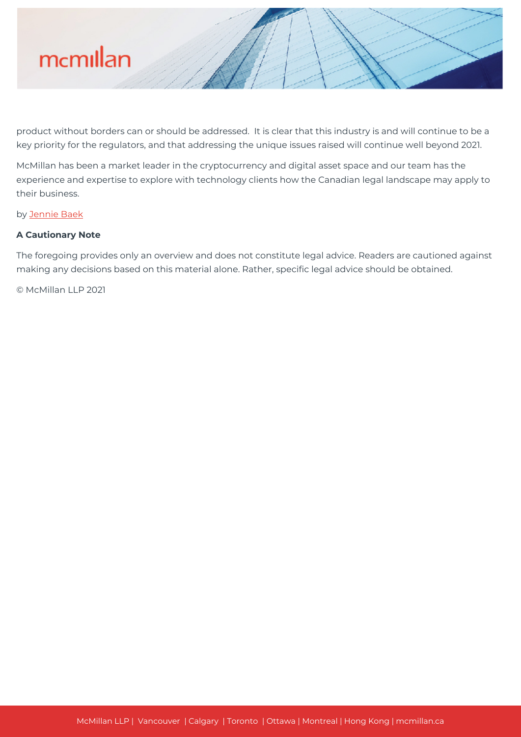product without borders can or should be addressed. It is clear that this industry is and will continue to be a key priority for the regulators, and that addressing the unique issues raised will continue well beyond 2021.

McMillan has been a market leader in the cryptocurrency and digital asset space and our team has the experience and expertise to explore with technology clients how the Canadian legal landscape may apply to their business.

by Jennie Baek

**A Cautionary Note**

The foregoing provides only an overview and does not constitute legal advice. Readers are cautioned against making any decisions based on this material alone. Rather, specific legal advice should be obtained.

© McMillan LLP 2021